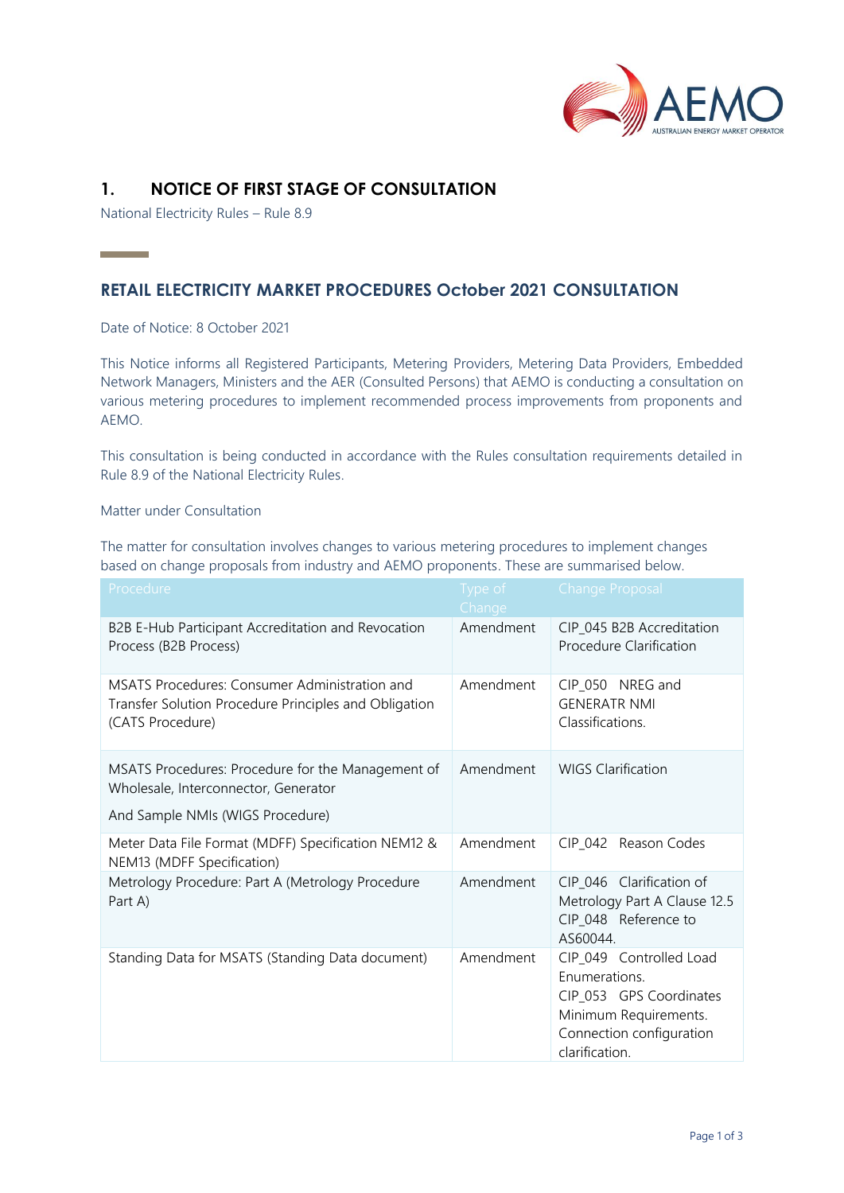# 1. NOTICE OF FIRST STAGE OF CONSULTATION

National Electricity Rules – Rule 8.9

## RETAIL ELECTRICITY MARKET PROCEDURES October 2021 CONSULTATION

Date of Notice: 8 October 2021

This Notice informs all Registered Participants, Metering Providers, Metering Data Providers, Embedded Network Managers, Ministers and the AER (Consulted Persons) that AEMO is conducting a consultation on various metering procedures to implement recommended process improvements from proponents and AEMO.

This consultation is being conducted in accordance with the Rules consultation requirements detailed in Rule 8.9 of the National Electricity Rules.

Matter under Consultation

The matter for consultation involves changes to various metering procedures to implement changes based on change proposals from industry and AEMO proponents. These are summarised below.

| Procedure | Type of Change | Change Proposal |
|---|---|---|
| B2B E-Hub Participant Accreditation and Revocation Process (B2B Process) | Amendment | CIP_045 B2B Accreditation Procedure Clarification |
| MSATS Procedures: Consumer Administration and Transfer Solution Procedure Principles and Obligation (CATS Procedure) | Amendment | CIP_050 NREG and GENERATR NMI Classifications. |
| MSATS Procedures: Procedure for the Management of Wholesale, Interconnector, Generator<br>And Sample NMIs (WIGS Procedure) | Amendment | WIGS Clarification |
| Meter Data File Format (MDFF) Specification NEM12 & NEM13 (MDFF Specification) | Amendment | CIP_042 Reason Codes |
| Metrology Procedure: Part A (Metrology Procedure Part A) | Amendment | CIP_046 Clarification of Metrology Part A Clause 12.5<br>CIP_048 Reference to AS60044. |
| Standing Data for MSATS (Standing Data document) | Amendment | CIP_049 Controlled Load Enumerations.<br>CIP_053 GPS Coordinates Minimum Requirements.<br>Connection configuration clarification. |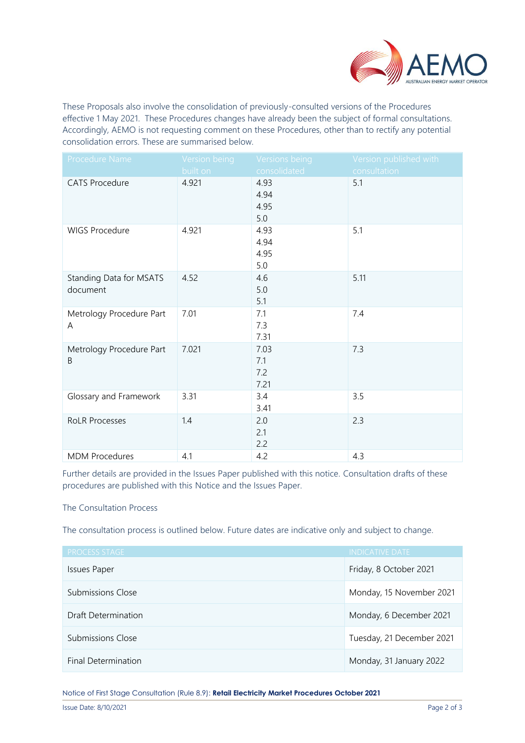These Proposals also involve the consolidation of previously-consulted versions of the Procedures effective 1 May 2021. These Procedures changes have already been the subject of formal consultations. Accordingly, AEMO is not requesting comment on these Procedures, other than to rectify any potential consolidation errors. These are summarised below.

| Procedure Name | Version being built on | Versions being consolidated | Version published with consultation |
|---|---|---|---|
| CATS Procedure | 4.921 | 4.93<br>4.94<br>4.95<br>5.0 | 5.1 |
| WIGS Procedure | 4.921 | 4.93<br>4.94<br>4.95<br>5.0 | 5.1 |
| Standing Data for MSATS document | 4.52 | 4.6<br>5.0<br>5.1 | 5.11 |
| Metrology Procedure Part A | 7.01 | 7.1<br>7.3<br>7.31 | 7.4 |
| Metrology Procedure Part B | 7.021 | 7.03<br>7.1<br>7.2<br>7.21 | 7.3 |
| Glossary and Framework | 3.31 | 3.4<br>3.41 | 3.5 |
| RoLR Processes | 1.4 | 2.0<br>2.1<br>2.2 | 2.3 |
| MDM Procedures | 4.1 | 4.2 | 4.3 |

Further details are provided in the Issues Paper published with this notice. Consultation drafts of these procedures are published with this Notice and the Issues Paper.

## The Consultation Process

The consultation process is outlined below. Future dates are indicative only and subject to change.

| PROCESS STAGE | INDICATIVE DATE |
|---|---|
| Issues Paper | Friday, 8 October 2021 |
| Submissions Close | Monday, 15 November 2021 |
| Draft Determination | Monday, 6 December 2021 |
| Submissions Close | Tuesday, 21 December 2021 |
| Final Determination | Monday, 31 January 2022 |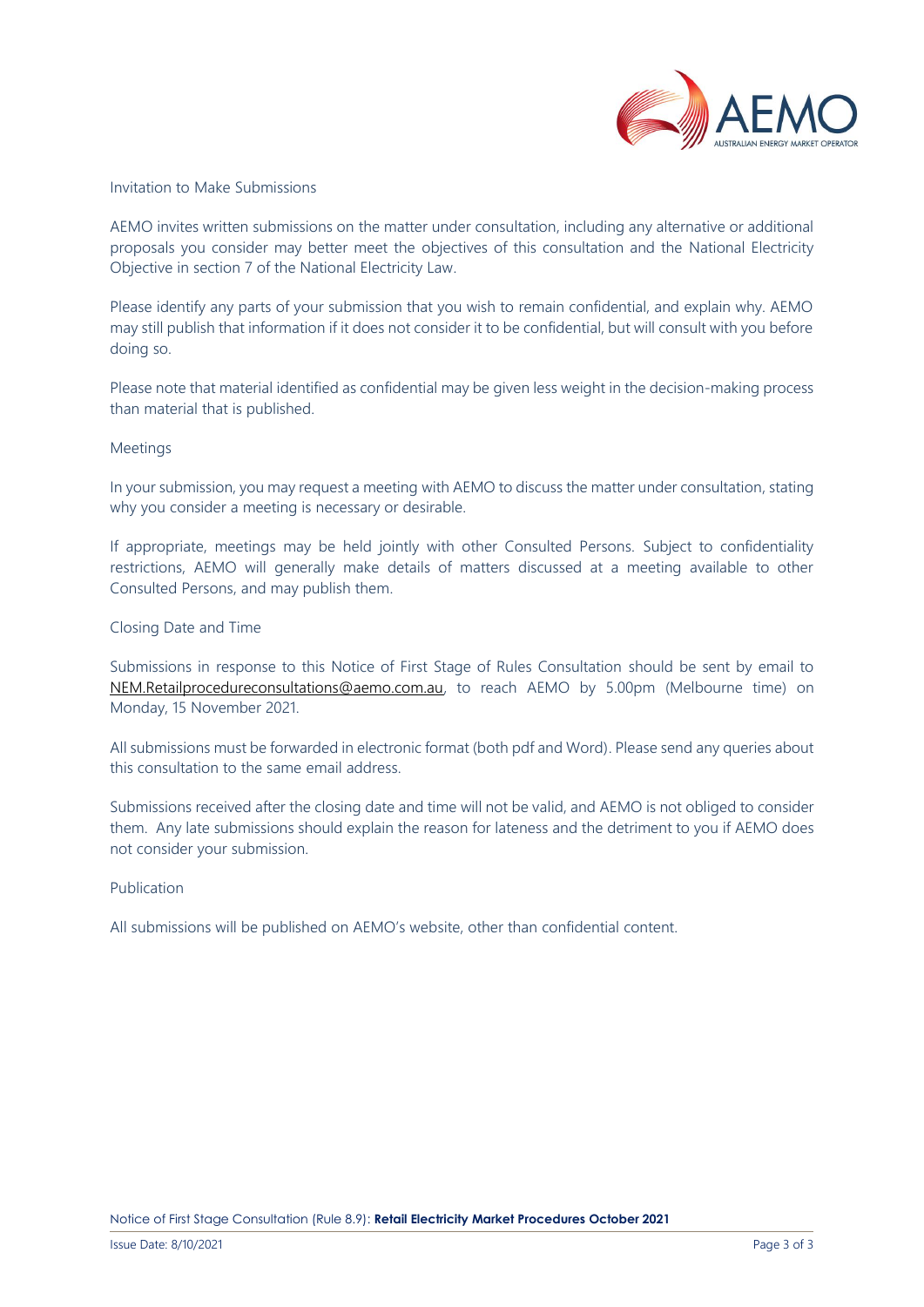## Invitation to Make Submissions

AEMO invites written submissions on the matter under consultation, including any alternative or additional proposals you consider may better meet the objectives of this consultation and the National Electricity Objective in section 7 of the National Electricity Law.

Please identify any parts of your submission that you wish to remain confidential, and explain why. AEMO may still publish that information if it does not consider it to be confidential, but will consult with you before doing so.

Please note that material identified as confidential may be given less weight in the decision-making process than material that is published.

## Meetings

In your submission, you may request a meeting with AEMO to discuss the matter under consultation, stating why you consider a meeting is necessary or desirable.

If appropriate, meetings may be held jointly with other Consulted Persons. Subject to confidentiality restrictions, AEMO will generally make details of matters discussed at a meeting available to other Consulted Persons, and may publish them.

## Closing Date and Time

Submissions in response to this Notice of First Stage of Rules Consultation should be sent by email to NEM.Retailprocedureconsultations@aemo.com.au, to reach AEMO by 5.00pm (Melbourne time) on Monday, 15 November 2021.

All submissions must be forwarded in electronic format (both pdf and Word). Please send any queries about this consultation to the same email address.

Submissions received after the closing date and time will not be valid, and AEMO is not obliged to consider them. Any late submissions should explain the reason for lateness and the detriment to you if AEMO does not consider your submission.

## Publication

All submissions will be published on AEMO's website, other than confidential content.